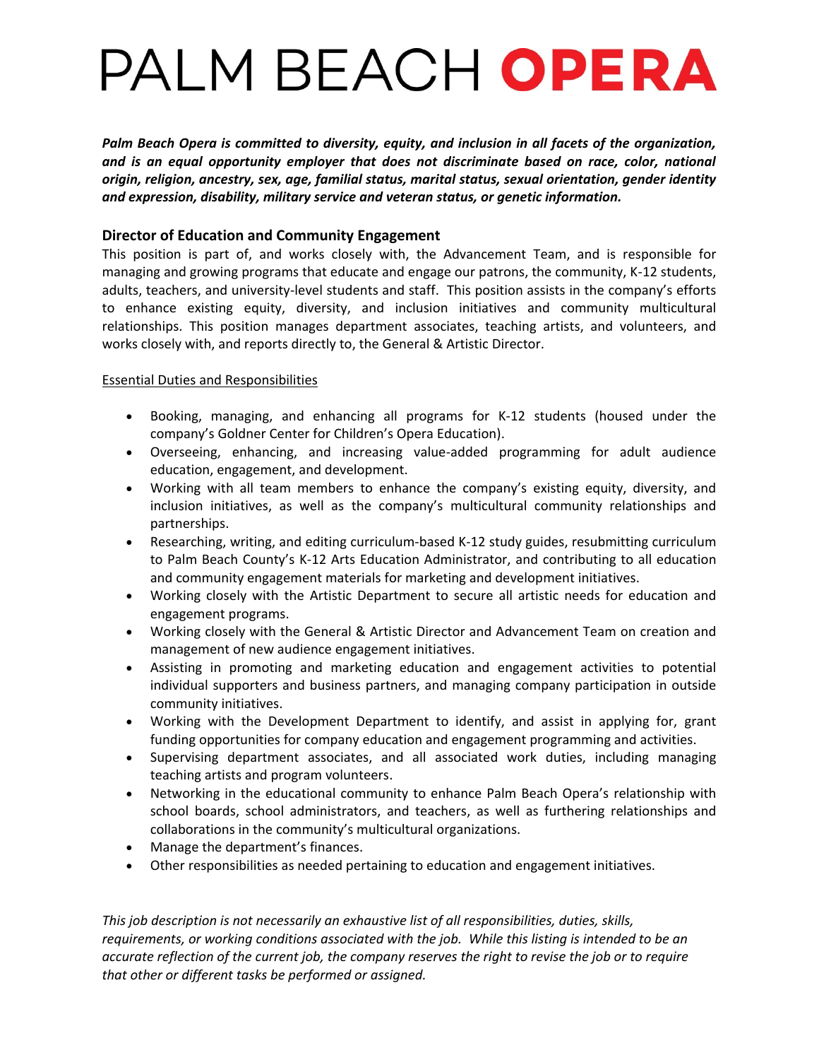# PALM BEACH **OPERA**

***Palm Beach Opera is committed to diversity, equity, and inclusion in all facets of the organization, and is an equal opportunity employer that does not discriminate based on race, color, national origin, religion, ancestry, sex, age, familial status, marital status, sexual orientation, gender identity and expression, disability, military service and veteran status, or genetic information.***

## Director of Education and Community Engagement

This position is part of, and works closely with, the Advancement Team, and is responsible for managing and growing programs that educate and engage our patrons, the community, K-12 students, adults, teachers, and university-level students and staff. This position assists in the company's efforts to enhance existing equity, diversity, and inclusion initiatives and community multicultural relationships. This position manages department associates, teaching artists, and volunteers, and works closely with, and reports directly to, the General & Artistic Director.

<u>Essential Duties and Responsibilities</u>

- Booking, managing, and enhancing all programs for K-12 students (housed under the company's Goldner Center for Children's Opera Education).
- Overseeing, enhancing, and increasing value-added programming for adult audience education, engagement, and development.
- Working with all team members to enhance the company's existing equity, diversity, and inclusion initiatives, as well as the company's multicultural community relationships and partnerships.
- Researching, writing, and editing curriculum-based K-12 study guides, resubmitting curriculum to Palm Beach County's K-12 Arts Education Administrator, and contributing to all education and community engagement materials for marketing and development initiatives.
- Working closely with the Artistic Department to secure all artistic needs for education and engagement programs.
- Working closely with the General & Artistic Director and Advancement Team on creation and management of new audience engagement initiatives.
- Assisting in promoting and marketing education and engagement activities to potential individual supporters and business partners, and managing company participation in outside community initiatives.
- Working with the Development Department to identify, and assist in applying for, grant funding opportunities for company education and engagement programming and activities.
- Supervising department associates, and all associated work duties, including managing teaching artists and program volunteers.
- Networking in the educational community to enhance Palm Beach Opera's relationship with school boards, school administrators, and teachers, as well as furthering relationships and collaborations in the community's multicultural organizations.
- Manage the department's finances.
- Other responsibilities as needed pertaining to education and engagement initiatives.

*This job description is not necessarily an exhaustive list of all responsibilities, duties, skills, requirements, or working conditions associated with the job. While this listing is intended to be an accurate reflection of the current job, the company reserves the right to revise the job or to require that other or different tasks be performed or assigned.*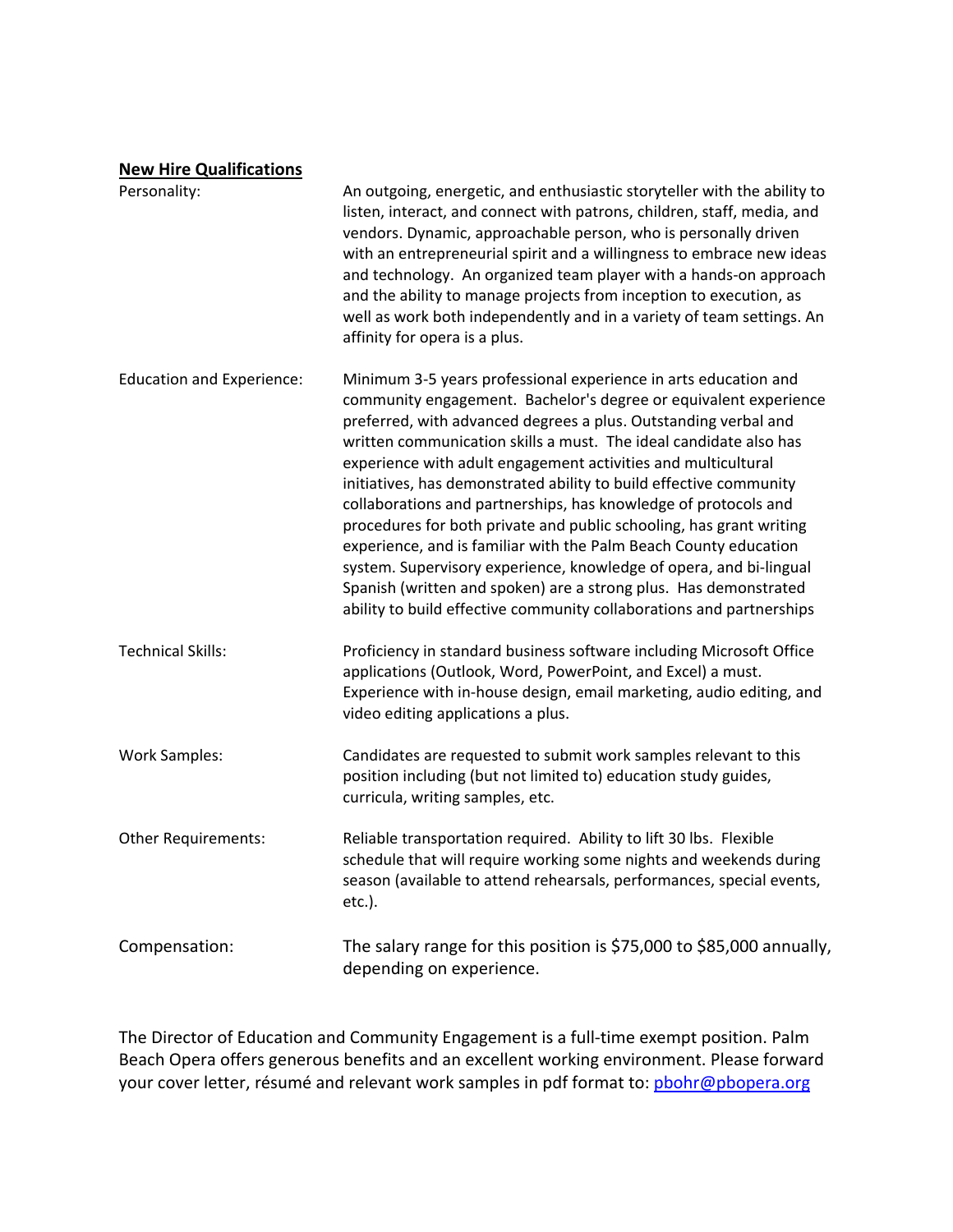**New Hire Qualifications**

| | |
|---|---|
| Personality: | An outgoing, energetic, and enthusiastic storyteller with the ability to listen, interact, and connect with patrons, children, staff, media, and vendors. Dynamic, approachable person, who is personally driven with an entrepreneurial spirit and a willingness to embrace new ideas and technology. An organized team player with a hands-on approach and the ability to manage projects from inception to execution, as well as work both independently and in a variety of team settings. An affinity for opera is a plus. |
| Education and Experience: | Minimum 3-5 years professional experience in arts education and community engagement. Bachelor's degree or equivalent experience preferred, with advanced degrees a plus. Outstanding verbal and written communication skills a must. The ideal candidate also has experience with adult engagement activities and multicultural initiatives, has demonstrated ability to build effective community collaborations and partnerships, has knowledge of protocols and procedures for both private and public schooling, has grant writing experience, and is familiar with the Palm Beach County education system. Supervisory experience, knowledge of opera, and bi-lingual Spanish (written and spoken) are a strong plus. Has demonstrated ability to build effective community collaborations and partnerships |
| Technical Skills: | Proficiency in standard business software including Microsoft Office applications (Outlook, Word, PowerPoint, and Excel) a must. Experience with in-house design, email marketing, audio editing, and video editing applications a plus. |
| Work Samples: | Candidates are requested to submit work samples relevant to this position including (but not limited to) education study guides, curricula, writing samples, etc. |
| Other Requirements: | Reliable transportation required. Ability to lift 30 lbs. Flexible schedule that will require working some nights and weekends during season (available to attend rehearsals, performances, special events, etc.). |
| Compensation: | The salary range for this position is $75,000 to $85,000 annually, depending on experience. |

The Director of Education and Community Engagement is a full-time exempt position. Palm Beach Opera offers generous benefits and an excellent working environment. Please forward your cover letter, résumé and relevant work samples in pdf format to: pbohr@pbopera.org